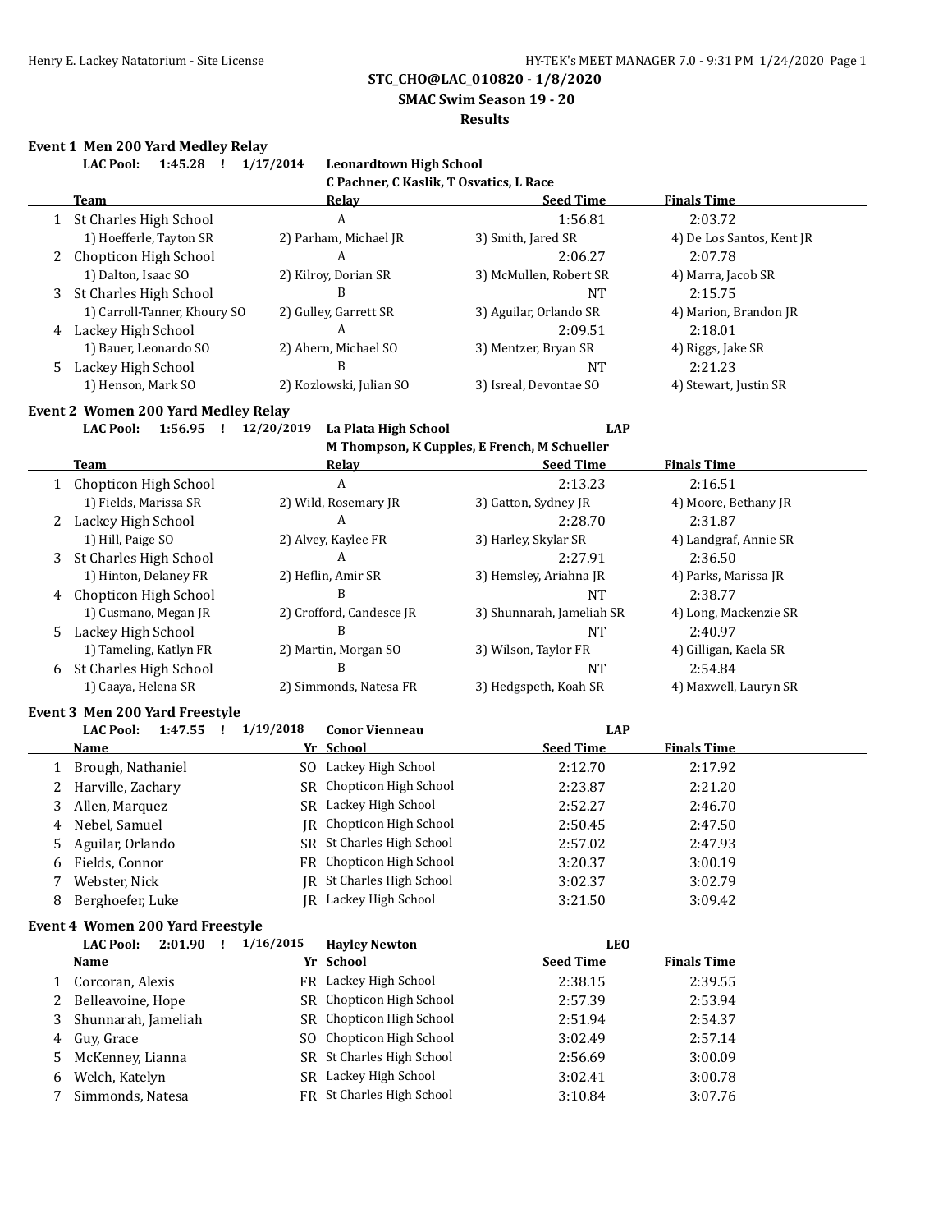**STC_CHO@LAC_010820 - 1/8/2020**

**SMAC Swim Season 19 - 20**

**Results**

### Event 1 Men 200 Yard Medley Relay

**LAC Pool: 1:45.28 ! 1/17/2014 Leonardtown High School**
**C Pachner, C Kaslik, T Osvatics, L Race**

| | Team | Relay | Seed Time | Finals Time |
|---|---|---|---|---|
| 1 | St Charles High School | A | 1:56.81 | 2:03.72 |
| | 1) Hoefferle, Tayton SR | 2) Parham, Michael JR | 3) Smith, Jared SR | 4) De Los Santos, Kent JR |
| 2 | Chopticon High School | A | 2:06.27 | 2:07.78 |
| | 1) Dalton, Isaac SO | 2) Kilroy, Dorian SR | 3) McMullen, Robert SR | 4) Marra, Jacob SR |
| 3 | St Charles High School | B | NT | 2:15.75 |
| | 1) Carroll-Tanner, Khoury SO | 2) Gulley, Garrett SR | 3) Aguilar, Orlando SR | 4) Marion, Brandon JR |
| 4 | Lackey High School | A | 2:09.51 | 2:18.01 |
| | 1) Bauer, Leonardo SO | 2) Ahern, Michael SO | 3) Mentzer, Bryan SR | 4) Riggs, Jake SR |
| 5 | Lackey High School | B | NT | 2:21.23 |
| | 1) Henson, Mark SO | 2) Kozlowski, Julian SO | 3) Isreal, Devontae SO | 4) Stewart, Justin SR |

### Event 2 Women 200 Yard Medley Relay

**LAC Pool: 1:56.95 ! 12/20/2019 La Plata High School LAP**
**M Thompson, K Cupples, E French, M Schueller**

| | Team | Relay | Seed Time | Finals Time |
|---|---|---|---|---|
| 1 | Chopticon High School | A | 2:13.23 | 2:16.51 |
| | 1) Fields, Marissa SR | 2) Wild, Rosemary JR | 3) Gatton, Sydney JR | 4) Moore, Bethany JR |
| 2 | Lackey High School | A | 2:28.70 | 2:31.87 |
| | 1) Hill, Paige SO | 2) Alvey, Kaylee FR | 3) Harley, Skylar SR | 4) Landgraf, Annie SR |
| 3 | St Charles High School | A | 2:27.91 | 2:36.50 |
| | 1) Hinton, Delaney FR | 2) Heflin, Amir SR | 3) Hemsley, Ariahna JR | 4) Parks, Marissa JR |
| 4 | Chopticon High School | B | NT | 2:38.77 |
| | 1) Cusmano, Megan JR | 2) Crofford, Candesce JR | 3) Shunnarah, Jameliah SR | 4) Long, Mackenzie SR |
| 5 | Lackey High School | B | NT | 2:40.97 |
| | 1) Tameling, Katlyn FR | 2) Martin, Morgan SO | 3) Wilson, Taylor FR | 4) Gilligan, Kaela SR |
| 6 | St Charles High School | B | NT | 2:54.84 |
| | 1) Caaya, Helena SR | 2) Simmonds, Natesa FR | 3) Hedgspeth, Koah SR | 4) Maxwell, Lauryn SR |

### Event 3 Men 200 Yard Freestyle

**LAC Pool: 1:47.55 ! 1/19/2018 Conor Vienneau LAP**

| | Name | Yr | School | Seed Time | Finals Time |
|---|---|---|---|---|---|
| 1 | Brough, Nathaniel | SO | Lackey High School | 2:12.70 | 2:17.92 |
| 2 | Harville, Zachary | SR | Chopticon High School | 2:23.87 | 2:21.20 |
| 3 | Allen, Marquez | SR | Lackey High School | 2:52.27 | 2:46.70 |
| 4 | Nebel, Samuel | JR | Chopticon High School | 2:50.45 | 2:47.50 |
| 5 | Aguilar, Orlando | SR | St Charles High School | 2:57.02 | 2:47.93 |
| 6 | Fields, Connor | FR | Chopticon High School | 3:20.37 | 3:00.19 |
| 7 | Webster, Nick | JR | St Charles High School | 3:02.37 | 3:02.79 |
| 8 | Berghoefer, Luke | JR | Lackey High School | 3:21.50 | 3:09.42 |

### Event 4 Women 200 Yard Freestyle

**LAC Pool: 2:01.90 ! 1/16/2015 Hayley Newton LEO**

| | Name | Yr | School | Seed Time | Finals Time |
|---|---|---|---|---|---|
| 1 | Corcoran, Alexis | FR | Lackey High School | 2:38.15 | 2:39.55 |
| 2 | Belleavoine, Hope | SR | Chopticon High School | 2:57.39 | 2:53.94 |
| 3 | Shunnarah, Jameliah | SR | Chopticon High School | 2:51.94 | 2:54.37 |
| 4 | Guy, Grace | SO | Chopticon High School | 3:02.49 | 2:57.14 |
| 5 | McKenney, Lianna | SR | St Charles High School | 2:56.69 | 3:00.09 |
| 6 | Welch, Katelyn | SR | Lackey High School | 3:02.41 | 3:00.78 |
| 7 | Simmonds, Natesa | FR | St Charles High School | 3:10.84 | 3:07.76 |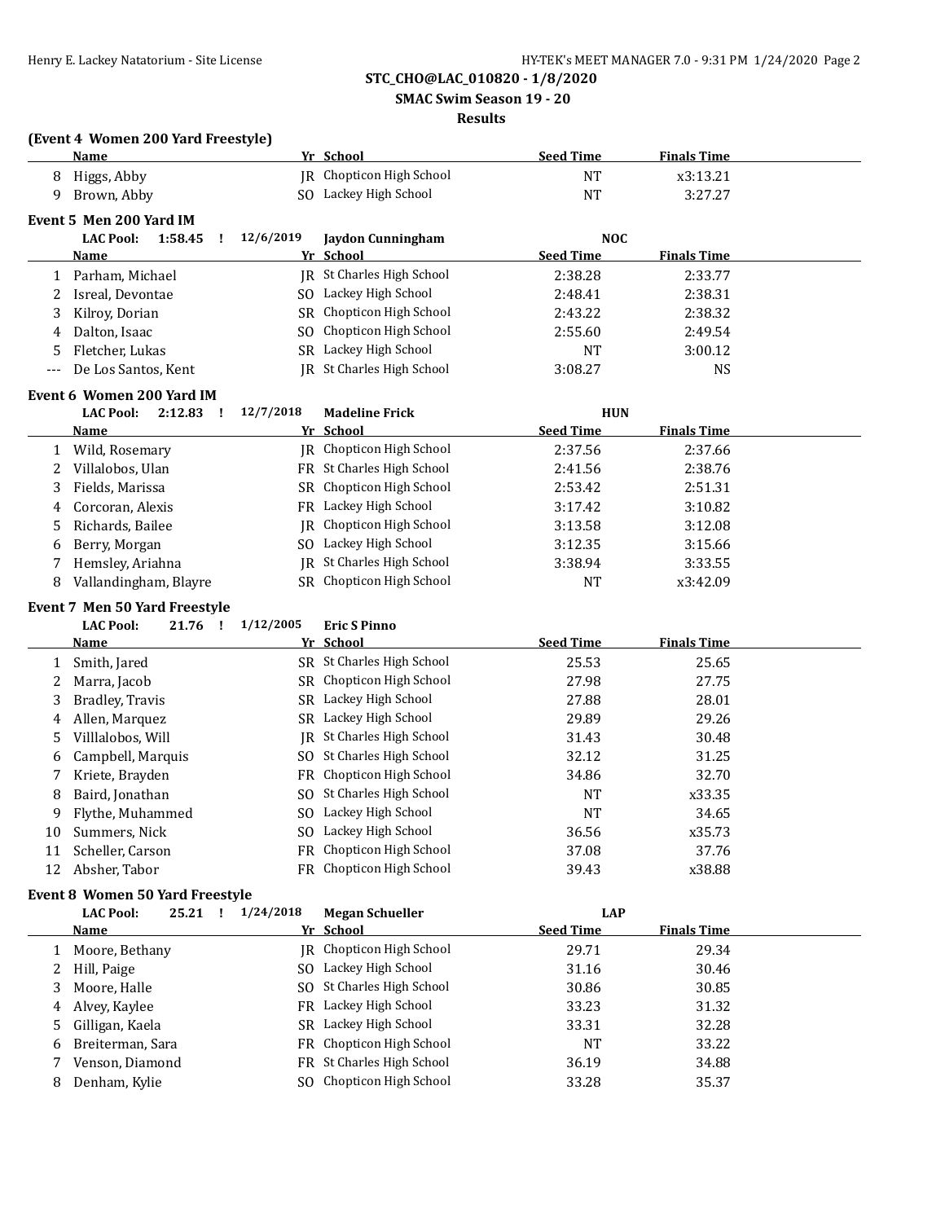STC_CHO@LAC_010820 - 1/8/2020

SMAC Swim Season 19 - 20

Results

**(Event 4 Women 200 Yard Freestyle)**

| | Name | Yr | School | Seed Time | Finals Time |
|---|---|---|---|---|---|
| 8 | Higgs, Abby | JR | Chopticon High School | NT | x3:13.21 |
| 9 | Brown, Abby | SO | Lackey High School | NT | 3:27.27 |

**Event 5 Men 200 Yard IM**

LAC Pool: 1:58.45 ! 12/6/2019 Jaydon Cunningham NOC

| | Name | Yr | School | Seed Time | Finals Time |
|---|---|---|---|---|---|
| 1 | Parham, Michael | JR | St Charles High School | 2:38.28 | 2:33.77 |
| 2 | Isreal, Devontae | SO | Lackey High School | 2:48.41 | 2:38.31 |
| 3 | Kilroy, Dorian | SR | Chopticon High School | 2:43.22 | 2:38.32 |
| 4 | Dalton, Isaac | SO | Chopticon High School | 2:55.60 | 2:49.54 |
| 5 | Fletcher, Lukas | SR | Lackey High School | NT | 3:00.12 |
| --- | De Los Santos, Kent | JR | St Charles High School | 3:08.27 | NS |

**Event 6 Women 200 Yard IM**

LAC Pool: 2:12.83 ! 12/7/2018 Madeline Frick HUN

| | Name | Yr | School | Seed Time | Finals Time |
|---|---|---|---|---|---|
| 1 | Wild, Rosemary | JR | Chopticon High School | 2:37.56 | 2:37.66 |
| 2 | Villalobos, Ulan | FR | St Charles High School | 2:41.56 | 2:38.76 |
| 3 | Fields, Marissa | SR | Chopticon High School | 2:53.42 | 2:51.31 |
| 4 | Corcoran, Alexis | FR | Lackey High School | 3:17.42 | 3:10.82 |
| 5 | Richards, Bailee | JR | Chopticon High School | 3:13.58 | 3:12.08 |
| 6 | Berry, Morgan | SO | Lackey High School | 3:12.35 | 3:15.66 |
| 7 | Hemsley, Ariahna | JR | St Charles High School | 3:38.94 | 3:33.55 |
| 8 | Vallandingham, Blayre | SR | Chopticon High School | NT | x3:42.09 |

**Event 7 Men 50 Yard Freestyle**

LAC Pool: 21.76 ! 1/12/2005 Eric S Pinno

| | Name | Yr | School | Seed Time | Finals Time |
|---|---|---|---|---|---|
| 1 | Smith, Jared | SR | St Charles High School | 25.53 | 25.65 |
| 2 | Marra, Jacob | SR | Chopticon High School | 27.98 | 27.75 |
| 3 | Bradley, Travis | SR | Lackey High School | 27.88 | 28.01 |
| 4 | Allen, Marquez | SR | Lackey High School | 29.89 | 29.26 |
| 5 | Villlalobos, Will | JR | St Charles High School | 31.43 | 30.48 |
| 6 | Campbell, Marquis | SO | St Charles High School | 32.12 | 31.25 |
| 7 | Kriete, Brayden | FR | Chopticon High School | 34.86 | 32.70 |
| 8 | Baird, Jonathan | SO | St Charles High School | NT | x33.35 |
| 9 | Flythe, Muhammed | SO | Lackey High School | NT | 34.65 |
| 10 | Summers, Nick | SO | Lackey High School | 36.56 | x35.73 |
| 11 | Scheller, Carson | FR | Chopticon High School | 37.08 | 37.76 |
| 12 | Absher, Tabor | FR | Chopticon High School | 39.43 | x38.88 |

**Event 8 Women 50 Yard Freestyle**

LAC Pool: 25.21 ! 1/24/2018 Megan Schueller LAP

| | Name | Yr | School | Seed Time | Finals Time |
|---|---|---|---|---|---|
| 1 | Moore, Bethany | JR | Chopticon High School | 29.71 | 29.34 |
| 2 | Hill, Paige | SO | Lackey High School | 31.16 | 30.46 |
| 3 | Moore, Halle | SO | St Charles High School | 30.86 | 30.85 |
| 4 | Alvey, Kaylee | FR | Lackey High School | 33.23 | 31.32 |
| 5 | Gilligan, Kaela | SR | Lackey High School | 33.31 | 32.28 |
| 6 | Breiterman, Sara | FR | Chopticon High School | NT | 33.22 |
| 7 | Venson, Diamond | FR | St Charles High School | 36.19 | 34.88 |
| 8 | Denham, Kylie | SO | Chopticon High School | 33.28 | 35.37 |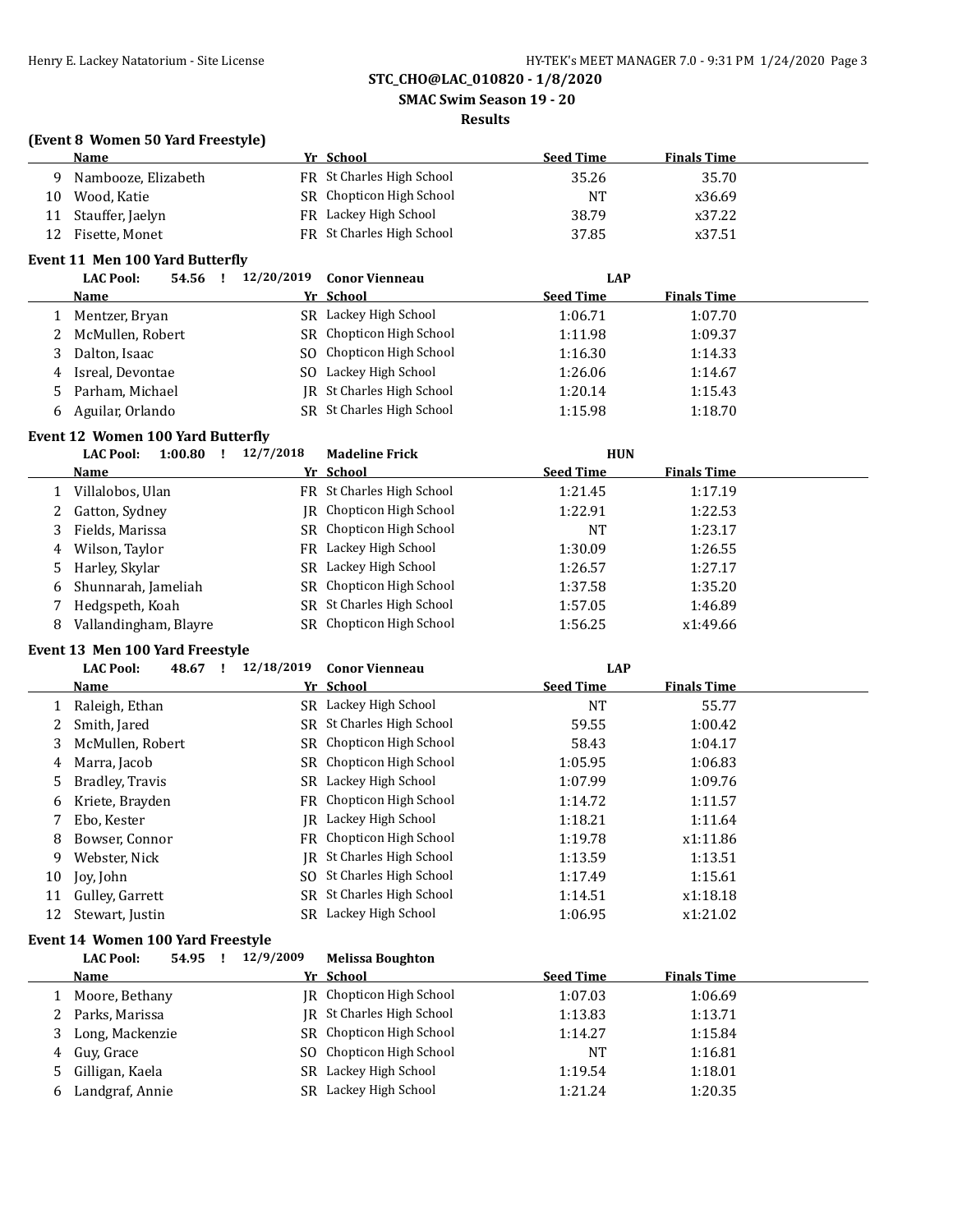STC_CHO@LAC_010820 - 1/8/2020

SMAC Swim Season 19 - 20

Results

### (Event 8 Women 50 Yard Freestyle)

| | Name | Yr | School | Seed Time | Finals Time |
|---|---|---|---|---|---|
| 9 | Nambooze, Elizabeth | FR | St Charles High School | 35.26 | 35.70 |
| 10 | Wood, Katie | SR | Chopticon High School | NT | x36.69 |
| 11 | Stauffer, Jaelyn | FR | Lackey High School | 38.79 | x37.22 |
| 12 | Fisette, Monet | FR | St Charles High School | 37.85 | x37.51 |

### Event 11 Men 100 Yard Butterfly

LAC Pool: 54.56 ! 12/20/2019 Conor Vienneau LAP

| | Name | Yr | School | Seed Time | Finals Time |
|---|---|---|---|---|---|
| 1 | Mentzer, Bryan | SR | Lackey High School | 1:06.71 | 1:07.70 |
| 2 | McMullen, Robert | SR | Chopticon High School | 1:11.98 | 1:09.37 |
| 3 | Dalton, Isaac | SO | Chopticon High School | 1:16.30 | 1:14.33 |
| 4 | Isreal, Devontae | SO | Lackey High School | 1:26.06 | 1:14.67 |
| 5 | Parham, Michael | JR | St Charles High School | 1:20.14 | 1:15.43 |
| 6 | Aguilar, Orlando | SR | St Charles High School | 1:15.98 | 1:18.70 |

### Event 12 Women 100 Yard Butterfly

LAC Pool: 1:00.80 ! 12/7/2018 Madeline Frick HUN

| | Name | Yr | School | Seed Time | Finals Time |
|---|---|---|---|---|---|
| 1 | Villalobos, Ulan | FR | St Charles High School | 1:21.45 | 1:17.19 |
| 2 | Gatton, Sydney | JR | Chopticon High School | 1:22.91 | 1:22.53 |
| 3 | Fields, Marissa | SR | Chopticon High School | NT | 1:23.17 |
| 4 | Wilson, Taylor | FR | Lackey High School | 1:30.09 | 1:26.55 |
| 5 | Harley, Skylar | SR | Lackey High School | 1:26.57 | 1:27.17 |
| 6 | Shunnarah, Jameliah | SR | Chopticon High School | 1:37.58 | 1:35.20 |
| 7 | Hedgspeth, Koah | SR | St Charles High School | 1:57.05 | 1:46.89 |
| 8 | Vallandingham, Blayre | SR | Chopticon High School | 1:56.25 | x1:49.66 |

### Event 13 Men 100 Yard Freestyle

LAC Pool: 48.67 ! 12/18/2019 Conor Vienneau LAP

| | Name | Yr | School | Seed Time | Finals Time |
|---|---|---|---|---|---|
| 1 | Raleigh, Ethan | SR | Lackey High School | NT | 55.77 |
| 2 | Smith, Jared | SR | St Charles High School | 59.55 | 1:00.42 |
| 3 | McMullen, Robert | SR | Chopticon High School | 58.43 | 1:04.17 |
| 4 | Marra, Jacob | SR | Chopticon High School | 1:05.95 | 1:06.83 |
| 5 | Bradley, Travis | SR | Lackey High School | 1:07.99 | 1:09.76 |
| 6 | Kriete, Brayden | FR | Chopticon High School | 1:14.72 | 1:11.57 |
| 7 | Ebo, Kester | JR | Lackey High School | 1:18.21 | 1:11.64 |
| 8 | Bowser, Connor | FR | Chopticon High School | 1:19.78 | x1:11.86 |
| 9 | Webster, Nick | JR | St Charles High School | 1:13.59 | 1:13.51 |
| 10 | Joy, John | SO | St Charles High School | 1:17.49 | 1:15.61 |
| 11 | Gulley, Garrett | SR | St Charles High School | 1:14.51 | x1:18.18 |
| 12 | Stewart, Justin | SR | Lackey High School | 1:06.95 | x1:21.02 |

### Event 14 Women 100 Yard Freestyle

LAC Pool: 54.95 ! 12/9/2009 Melissa Boughton

| | Name | Yr | School | Seed Time | Finals Time |
|---|---|---|---|---|---|
| 1 | Moore, Bethany | JR | Chopticon High School | 1:07.03 | 1:06.69 |
| 2 | Parks, Marissa | JR | St Charles High School | 1:13.83 | 1:13.71 |
| 3 | Long, Mackenzie | SR | Chopticon High School | 1:14.27 | 1:15.84 |
| 4 | Guy, Grace | SO | Chopticon High School | NT | 1:16.81 |
| 5 | Gilligan, Kaela | SR | Lackey High School | 1:19.54 | 1:18.01 |
| 6 | Landgraf, Annie | SR | Lackey High School | 1:21.24 | 1:20.35 |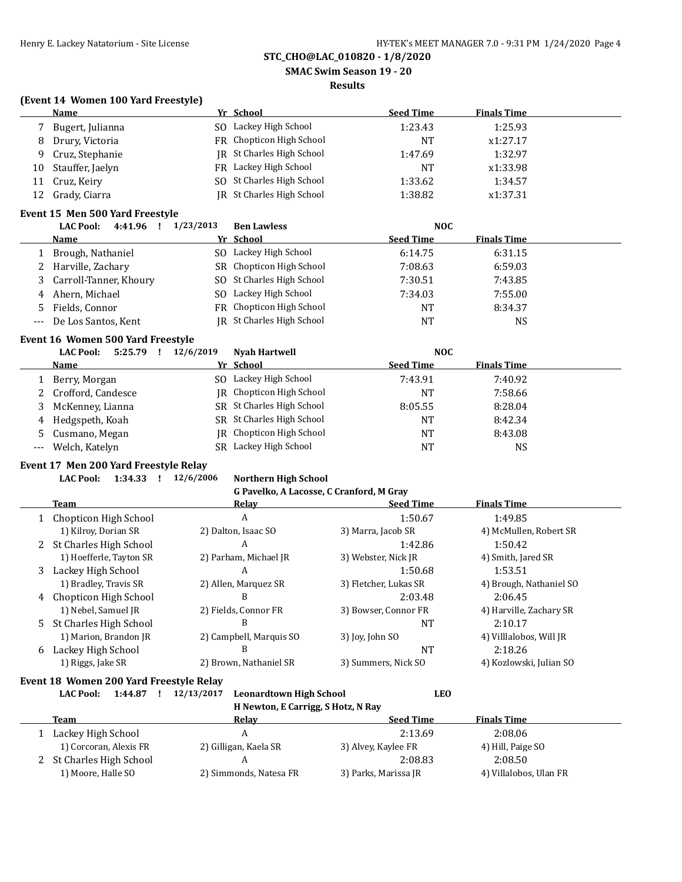**STC_CHO@LAC_010820 - 1/8/2020**

**SMAC Swim Season 19 - 20**

**Results**

### (Event 14 Women 100 Yard Freestyle)

| | Name | Yr | School | Seed Time | Finals Time |
|---|---|---|---|---|---|
| 7 | Bugert, Julianna | SO | Lackey High School | 1:23.43 | 1:25.93 |
| 8 | Drury, Victoria | FR | Chopticon High School | NT | x1:27.17 |
| 9 | Cruz, Stephanie | JR | St Charles High School | 1:47.69 | 1:32.97 |
| 10 | Stauffer, Jaelyn | FR | Lackey High School | NT | x1:33.98 |
| 11 | Cruz, Keiry | SO | St Charles High School | 1:33.62 | 1:34.57 |
| 12 | Grady, Ciarra | JR | St Charles High School | 1:38.82 | x1:37.31 |

### Event 15 Men 500 Yard Freestyle

**LAC Pool: 4:41.96 ! 1/23/2013 Ben Lawless NOC**

| | Name | Yr | School | Seed Time | Finals Time |
|---|---|---|---|---|---|
| 1 | Brough, Nathaniel | SO | Lackey High School | 6:14.75 | 6:31.15 |
| 2 | Harville, Zachary | SR | Chopticon High School | 7:08.63 | 6:59.03 |
| 3 | Carroll-Tanner, Khoury | SO | St Charles High School | 7:30.51 | 7:43.85 |
| 4 | Ahern, Michael | SO | Lackey High School | 7:34.03 | 7:55.00 |
| 5 | Fields, Connor | FR | Chopticon High School | NT | 8:34.37 |
| --- | De Los Santos, Kent | JR | St Charles High School | NT | NS |

### Event 16 Women 500 Yard Freestyle

**LAC Pool: 5:25.79 ! 12/6/2019 Nyah Hartwell NOC**

| | Name | Yr | School | Seed Time | Finals Time |
|---|---|---|---|---|---|
| 1 | Berry, Morgan | SO | Lackey High School | 7:43.91 | 7:40.92 |
| 2 | Crofford, Candesce | JR | Chopticon High School | NT | 7:58.66 |
| 3 | McKenney, Lianna | SR | St Charles High School | 8:05.55 | 8:28.04 |
| 4 | Hedgspeth, Koah | SR | St Charles High School | NT | 8:42.34 |
| 5 | Cusmano, Megan | JR | Chopticon High School | NT | 8:43.08 |
| --- | Welch, Katelyn | SR | Lackey High School | NT | NS |

### Event 17 Men 200 Yard Freestyle Relay

**LAC Pool: 1:34.33 ! 12/6/2006 Northern High School**
**G Pavelko, A Lacosse, C Cranford, M Gray**

| | Team | Relay | Seed Time | Finals Time |
|---|---|---|---|---|
| 1 | Chopticon High School | A | 1:50.67 | 1:49.85 |
| | 1) Kilroy, Dorian SR | 2) Dalton, Isaac SO | 3) Marra, Jacob SR | 4) McMullen, Robert SR |
| 2 | St Charles High School | A | 1:42.86 | 1:50.42 |
| | 1) Hoefferle, Tayton SR | 2) Parham, Michael JR | 3) Webster, Nick JR | 4) Smith, Jared SR |
| 3 | Lackey High School | A | 1:50.68 | 1:53.51 |
| | 1) Bradley, Travis SR | 2) Allen, Marquez SR | 3) Fletcher, Lukas SR | 4) Brough, Nathaniel SO |
| 4 | Chopticon High School | B | 2:03.48 | 2:06.45 |
| | 1) Nebel, Samuel JR | 2) Fields, Connor FR | 3) Bowser, Connor FR | 4) Harville, Zachary SR |
| 5 | St Charles High School | B | NT | 2:10.17 |
| | 1) Marion, Brandon JR | 2) Campbell, Marquis SO | 3) Joy, John SO | 4) Villlalobos, Will JR |
| 6 | Lackey High School | B | NT | 2:18.26 |
| | 1) Riggs, Jake SR | 2) Brown, Nathaniel SR | 3) Summers, Nick SO | 4) Kozlowski, Julian SO |

### Event 18 Women 200 Yard Freestyle Relay

**LAC Pool: 1:44.87 ! 12/13/2017 Leonardtown High School LEO**
**H Newton, E Carrigg, S Hotz, N Ray**

| | Team | Relay | Seed Time | Finals Time |
|---|---|---|---|---|
| 1 | Lackey High School | A | 2:13.69 | 2:08.06 |
| | 1) Corcoran, Alexis FR | 2) Gilligan, Kaela SR | 3) Alvey, Kaylee FR | 4) Hill, Paige SO |
| 2 | St Charles High School | A | 2:08.83 | 2:08.50 |
| | 1) Moore, Halle SO | 2) Simmonds, Natesa FR | 3) Parks, Marissa JR | 4) Villalobos, Ulan FR |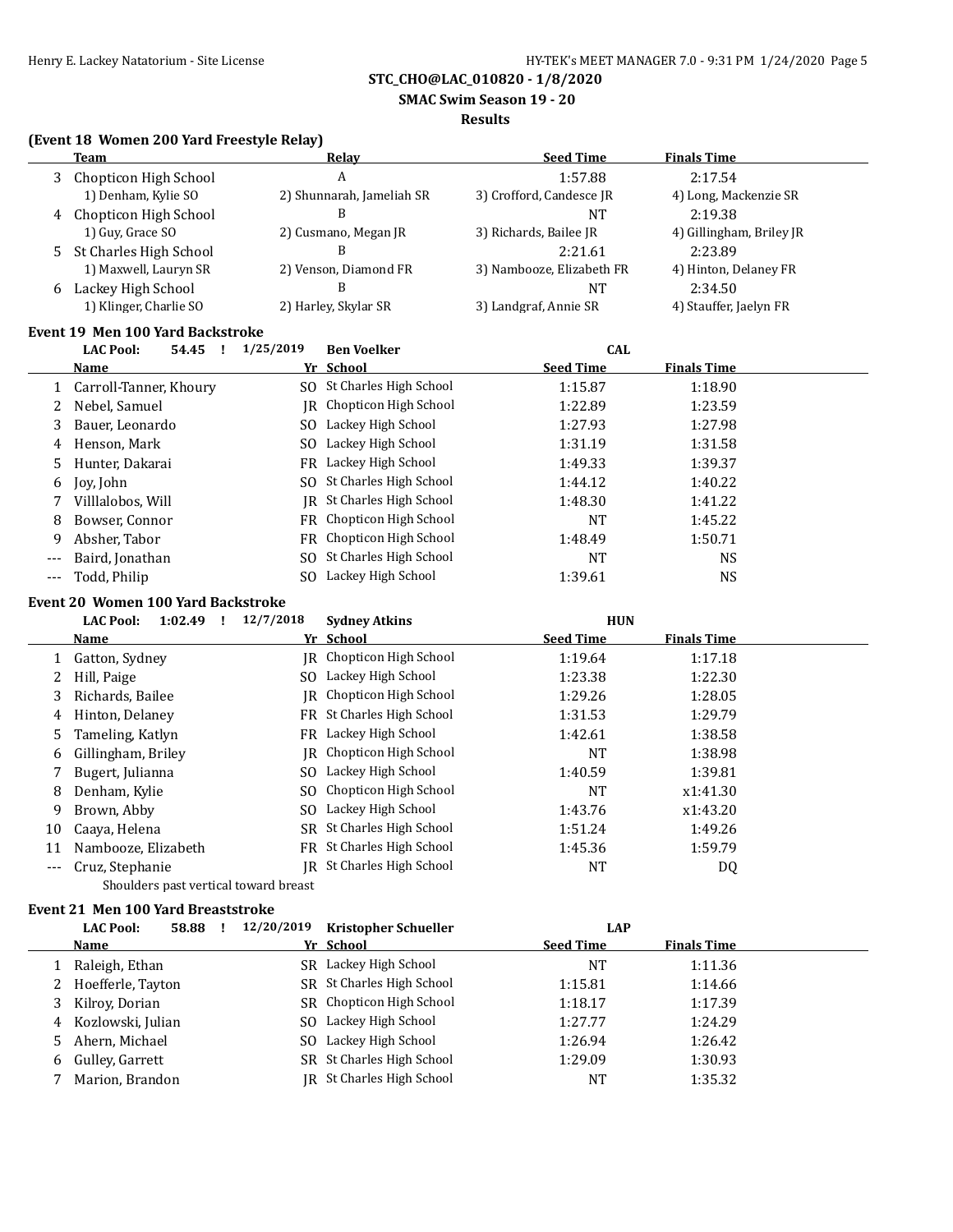STC_CHO@LAC_010820 - 1/8/2020

SMAC Swim Season 19 - 20

Results

### (Event 18 Women 200 Yard Freestyle Relay)

| | Team | Relay | Seed Time | Finals Time |
|---|---|---|---|---|
| 3 | Chopticon High School | A | 1:57.88 | 2:17.54 |
| | 1) Denham, Kylie SO | 2) Shunnarah, Jameliah SR | 3) Crofford, Candesce JR | 4) Long, Mackenzie SR |
| 4 | Chopticon High School | B | NT | 2:19.38 |
| | 1) Guy, Grace SO | 2) Cusmano, Megan JR | 3) Richards, Bailee JR | 4) Gillingham, Briley JR |
| 5 | St Charles High School | B | 2:21.61 | 2:23.89 |
| | 1) Maxwell, Lauryn SR | 2) Venson, Diamond FR | 3) Nambooze, Elizabeth FR | 4) Hinton, Delaney FR |
| 6 | Lackey High School | B | NT | 2:34.50 |
| | 1) Klinger, Charlie SO | 2) Harley, Skylar SR | 3) Landgraf, Annie SR | 4) Stauffer, Jaelyn FR |

### Event 19 Men 100 Yard Backstroke

LAC Pool: 54.45 ! 1/25/2019 Ben Voelker CAL

| | Name | Yr | School | Seed Time | Finals Time |
|---|---|---|---|---|---|
| 1 | Carroll-Tanner, Khoury | SO | St Charles High School | 1:15.87 | 1:18.90 |
| 2 | Nebel, Samuel | JR | Chopticon High School | 1:22.89 | 1:23.59 |
| 3 | Bauer, Leonardo | SO | Lackey High School | 1:27.93 | 1:27.98 |
| 4 | Henson, Mark | SO | Lackey High School | 1:31.19 | 1:31.58 |
| 5 | Hunter, Dakarai | FR | Lackey High School | 1:49.33 | 1:39.37 |
| 6 | Joy, John | SO | St Charles High School | 1:44.12 | 1:40.22 |
| 7 | Villlalobos, Will | JR | St Charles High School | 1:48.30 | 1:41.22 |
| 8 | Bowser, Connor | FR | Chopticon High School | NT | 1:45.22 |
| 9 | Absher, Tabor | FR | Chopticon High School | 1:48.49 | 1:50.71 |
| --- | Baird, Jonathan | SO | St Charles High School | NT | NS |
| --- | Todd, Philip | SO | Lackey High School | 1:39.61 | NS |

### Event 20 Women 100 Yard Backstroke

LAC Pool: 1:02.49 ! 12/7/2018 Sydney Atkins HUN

| | Name | Yr | School | Seed Time | Finals Time |
|---|---|---|---|---|---|
| 1 | Gatton, Sydney | JR | Chopticon High School | 1:19.64 | 1:17.18 |
| 2 | Hill, Paige | SO | Lackey High School | 1:23.38 | 1:22.30 |
| 3 | Richards, Bailee | JR | Chopticon High School | 1:29.26 | 1:28.05 |
| 4 | Hinton, Delaney | FR | St Charles High School | 1:31.53 | 1:29.79 |
| 5 | Tameling, Katlyn | FR | Lackey High School | 1:42.61 | 1:38.58 |
| 6 | Gillingham, Briley | JR | Chopticon High School | NT | 1:38.98 |
| 7 | Bugert, Julianna | SO | Lackey High School | 1:40.59 | 1:39.81 |
| 8 | Denham, Kylie | SO | Chopticon High School | NT | x1:41.30 |
| 9 | Brown, Abby | SO | Lackey High School | 1:43.76 | x1:43.20 |
| 10 | Caaya, Helena | SR | St Charles High School | 1:51.24 | 1:49.26 |
| 11 | Nambooze, Elizabeth | FR | St Charles High School | 1:45.36 | 1:59.79 |
| --- | Cruz, Stephanie | JR | St Charles High School | NT | DQ |
| | Shoulders past vertical toward breast | | | | |

### Event 21 Men 100 Yard Breaststroke

LAC Pool: 58.88 ! 12/20/2019 Kristopher Schueller LAP

| | Name | Yr | School | Seed Time | Finals Time |
|---|---|---|---|---|---|
| 1 | Raleigh, Ethan | SR | Lackey High School | NT | 1:11.36 |
| 2 | Hoefferle, Tayton | SR | St Charles High School | 1:15.81 | 1:14.66 |
| 3 | Kilroy, Dorian | SR | Chopticon High School | 1:18.17 | 1:17.39 |
| 4 | Kozlowski, Julian | SO | Lackey High School | 1:27.77 | 1:24.29 |
| 5 | Ahern, Michael | SO | Lackey High School | 1:26.94 | 1:26.42 |
| 6 | Gulley, Garrett | SR | St Charles High School | 1:29.09 | 1:30.93 |
| 7 | Marion, Brandon | JR | St Charles High School | NT | 1:35.32 |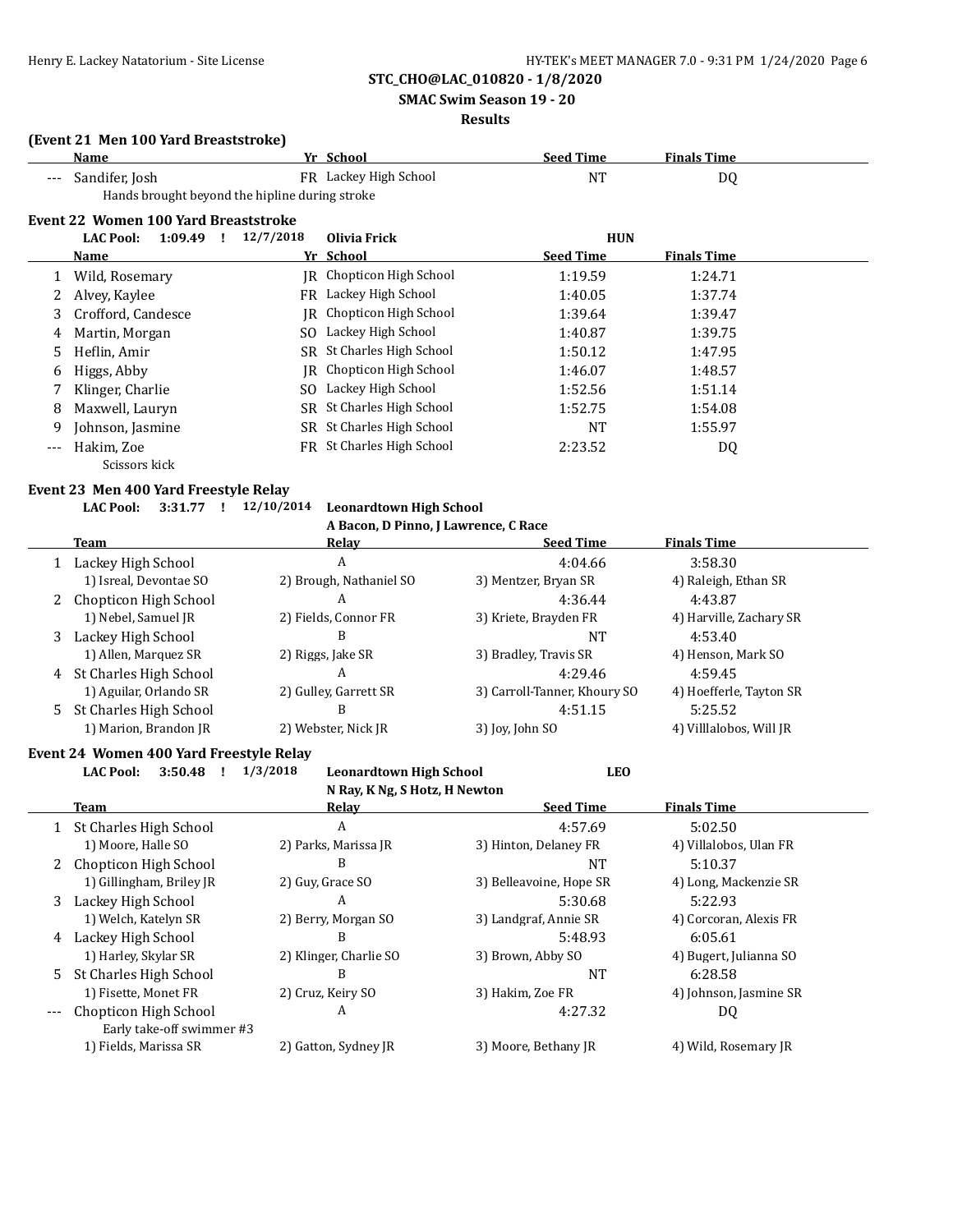STC_CHO@LAC_010820 - 1/8/2020

SMAC Swim Season 19 - 20

Results

### (Event 21 Men 100 Yard Breaststroke)

| | Name | Yr | School | Seed Time | Finals Time |
|---|---|---|---|---|---|
| --- | Sandifer, Josh | FR | Lackey High School | NT | DQ |
| | Hands brought beyond the hipline during stroke | | | | |

### Event 22 Women 100 Yard Breaststroke

LAC Pool: 1:09.49 ! 12/7/2018 Olivia Frick HUN

| | Name | Yr | School | Seed Time | Finals Time |
|---|---|---|---|---|---|
| 1 | Wild, Rosemary | JR | Chopticon High School | 1:19.59 | 1:24.71 |
| 2 | Alvey, Kaylee | FR | Lackey High School | 1:40.05 | 1:37.74 |
| 3 | Crofford, Candesce | JR | Chopticon High School | 1:39.64 | 1:39.47 |
| 4 | Martin, Morgan | SO | Lackey High School | 1:40.87 | 1:39.75 |
| 5 | Heflin, Amir | SR | St Charles High School | 1:50.12 | 1:47.95 |
| 6 | Higgs, Abby | JR | Chopticon High School | 1:46.07 | 1:48.57 |
| 7 | Klinger, Charlie | SO | Lackey High School | 1:52.56 | 1:51.14 |
| 8 | Maxwell, Lauryn | SR | St Charles High School | 1:52.75 | 1:54.08 |
| 9 | Johnson, Jasmine | SR | St Charles High School | NT | 1:55.97 |
| --- | Hakim, Zoe | FR | St Charles High School | 2:23.52 | DQ |
| | Scissors kick | | | | |

### Event 23 Men 400 Yard Freestyle Relay

LAC Pool: 3:31.77 ! 12/10/2014 Leonardtown High School
A Bacon, D Pinno, J Lawrence, C Race

| | Team | Relay | Seed Time | Finals Time |
|---|---|---|---|---|
| 1 | Lackey High School | A | 4:04.66 | 3:58.30 |
| | 1) Isreal, Devontae SO | 2) Brough, Nathaniel SO | 3) Mentzer, Bryan SR | 4) Raleigh, Ethan SR |
| 2 | Chopticon High School | A | 4:36.44 | 4:43.87 |
| | 1) Nebel, Samuel JR | 2) Fields, Connor FR | 3) Kriete, Brayden FR | 4) Harville, Zachary SR |
| 3 | Lackey High School | B | NT | 4:53.40 |
| | 1) Allen, Marquez SR | 2) Riggs, Jake SR | 3) Bradley, Travis SR | 4) Henson, Mark SO |
| 4 | St Charles High School | A | 4:29.46 | 4:59.45 |
| | 1) Aguilar, Orlando SR | 2) Gulley, Garrett SR | 3) Carroll-Tanner, Khoury SO | 4) Hoefferle, Tayton SR |
| 5 | St Charles High School | B | 4:51.15 | 5:25.52 |
| | 1) Marion, Brandon JR | 2) Webster, Nick JR | 3) Joy, John SO | 4) Villlalobos, Will JR |

### Event 24 Women 400 Yard Freestyle Relay

LAC Pool: 3:50.48 ! 1/3/2018 Leonardtown High School LEO
N Ray, K Ng, S Hotz, H Newton

| | Team | Relay | Seed Time | Finals Time |
|---|---|---|---|---|
| 1 | St Charles High School | A | 4:57.69 | 5:02.50 |
| | 1) Moore, Halle SO | 2) Parks, Marissa JR | 3) Hinton, Delaney FR | 4) Villalobos, Ulan FR |
| 2 | Chopticon High School | B | NT | 5:10.37 |
| | 1) Gillingham, Briley JR | 2) Guy, Grace SO | 3) Belleavoine, Hope SR | 4) Long, Mackenzie SR |
| 3 | Lackey High School | A | 5:30.68 | 5:22.93 |
| | 1) Welch, Katelyn SR | 2) Berry, Morgan SO | 3) Landgraf, Annie SR | 4) Corcoran, Alexis FR |
| 4 | Lackey High School | B | 5:48.93 | 6:05.61 |
| | 1) Harley, Skylar SR | 2) Klinger, Charlie SO | 3) Brown, Abby SO | 4) Bugert, Julianna SO |
| 5 | St Charles High School | B | NT | 6:28.58 |
| | 1) Fisette, Monet FR | 2) Cruz, Keiry SO | 3) Hakim, Zoe FR | 4) Johnson, Jasmine SR |
| --- | Chopticon High School | A | 4:27.32 | DQ |
| | Early take-off swimmer #3 | | | |
| | 1) Fields, Marissa SR | 2) Gatton, Sydney JR | 3) Moore, Bethany JR | 4) Wild, Rosemary JR |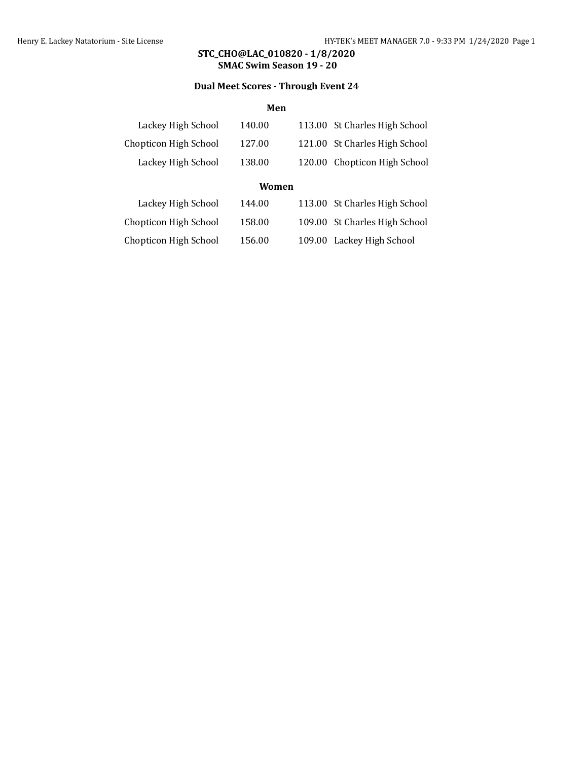**STC_CHO@LAC_010820 - 1/8/2020**
**SMAC Swim Season 19 - 20**

### Dual Meet Scores - Through Event 24

**Men**

| | | | |
|---|---|---|---|
| Lackey High School | 140.00 | 113.00 | St Charles High School |
| Chopticon High School | 127.00 | 121.00 | St Charles High School |
| Lackey High School | 138.00 | 120.00 | Chopticon High School |

**Women**

| | | | |
|---|---|---|---|
| Lackey High School | 144.00 | 113.00 | St Charles High School |
| Chopticon High School | 158.00 | 109.00 | St Charles High School |
| Chopticon High School | 156.00 | 109.00 | Lackey High School |